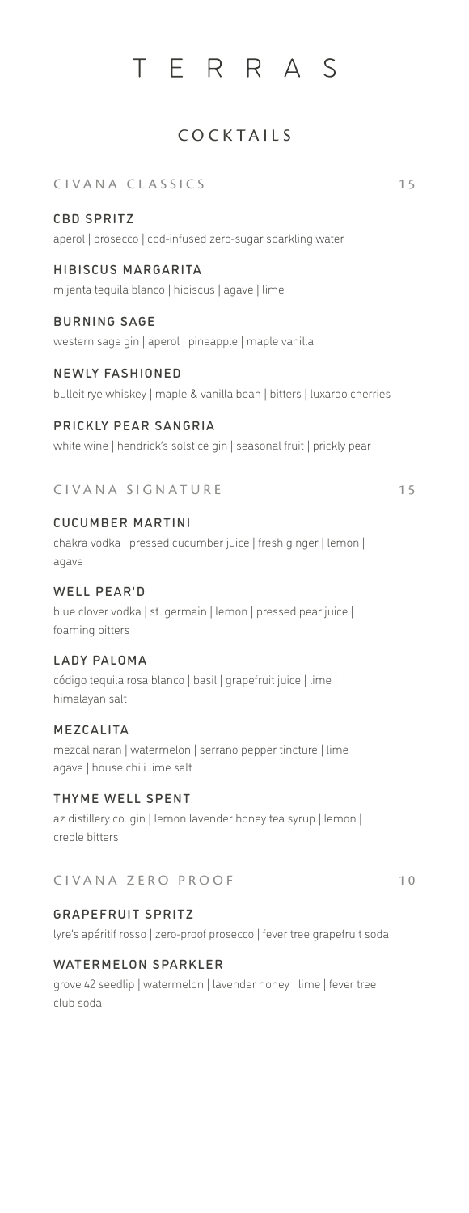# TERRAS

## COCKTAILS

### CIVANA CLASSICS — 15

**CBD SPRITZ**
aperol | prosecco | cbd-infused zero-sugar sparkling water

**HIBISCUS MARGARITA**
mijenta tequila blanco | hibiscus | agave | lime

**BURNING SAGE**
western sage gin | aperol | pineapple | maple vanilla

**NEWLY FASHIONED**
bulleit rye whiskey | maple & vanilla bean | bitters | luxardo cherries

**PRICKLY PEAR SANGRIA**
white wine | hendrick's solstice gin | seasonal fruit | prickly pear

### CIVANA SIGNATURE — 15

**CUCUMBER MARTINI**
chakra vodka | pressed cucumber juice | fresh ginger | lemon | agave

**WELL PEAR'D**
blue clover vodka | st. germain | lemon | pressed pear juice | foaming bitters

**LADY PALOMA**
código tequila rosa blanco | basil | grapefruit juice | lime | himalayan salt

**MEZCALITA**
mezcal naran | watermelon | serrano pepper tincture | lime | agave | house chili lime salt

**THYME WELL SPENT**
az distillery co. gin | lemon lavender honey tea syrup | lemon | creole bitters

### CIVANA ZERO PROOF — 10

**GRAPEFRUIT SPRITZ**
lyre's apéritif rosso | zero-proof prosecco | fever tree grapefruit soda

**WATERMELON SPARKLER**
grove 42 seedlip | watermelon | lavender honey | lime | fever tree club soda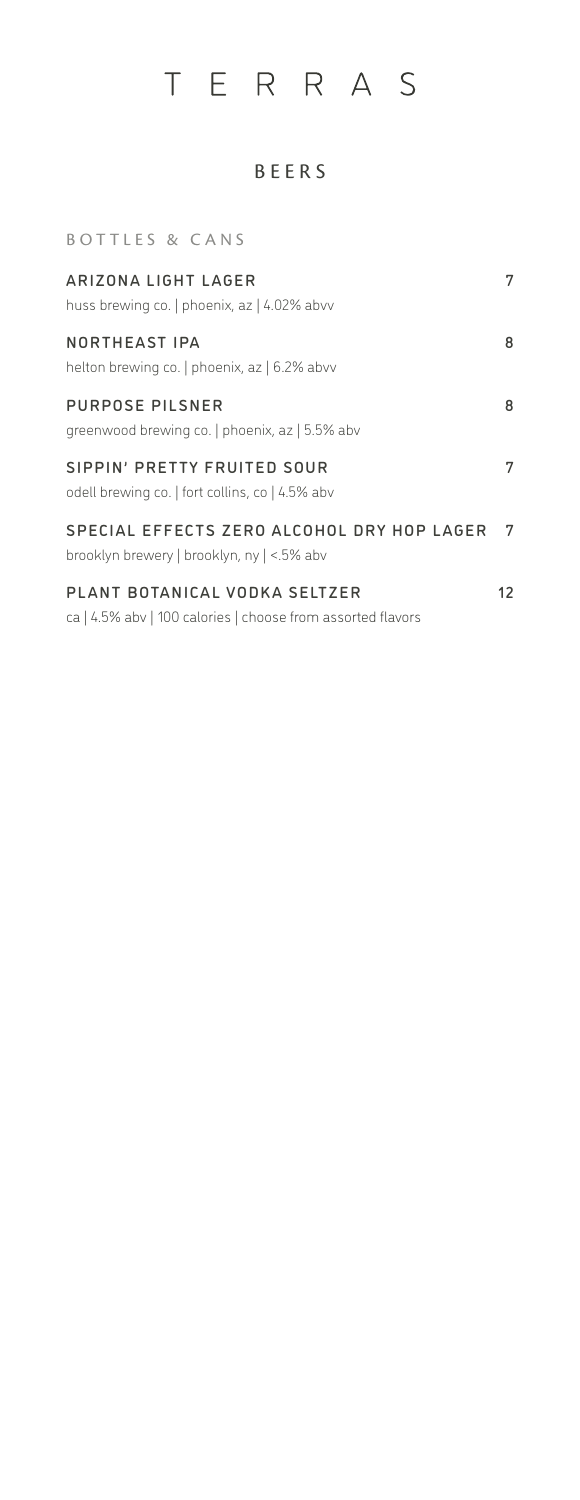# T E R R A S

## BEERS

### BOTTLES & CANS

**ARIZONA LIGHT LAGER** 7
huss brewing co. | phoenix, az | 4.02% abvv

**NORTHEAST IPA** 8
helton brewing co. | phoenix, az | 6.2% abvv

**PURPOSE PILSNER** 8
greenwood brewing co. | phoenix, az | 5.5% abv

**SIPPIN' PRETTY FRUITED SOUR** 7
odell brewing co. | fort collins, co | 4.5% abv

**SPECIAL EFFECTS ZERO ALCOHOL DRY HOP LAGER** 7
brooklyn brewery | brooklyn, ny | <.5% abv

**PLANT BOTANICAL VODKA SELTZER** 12
ca | 4.5% abv | 100 calories | choose from assorted flavors